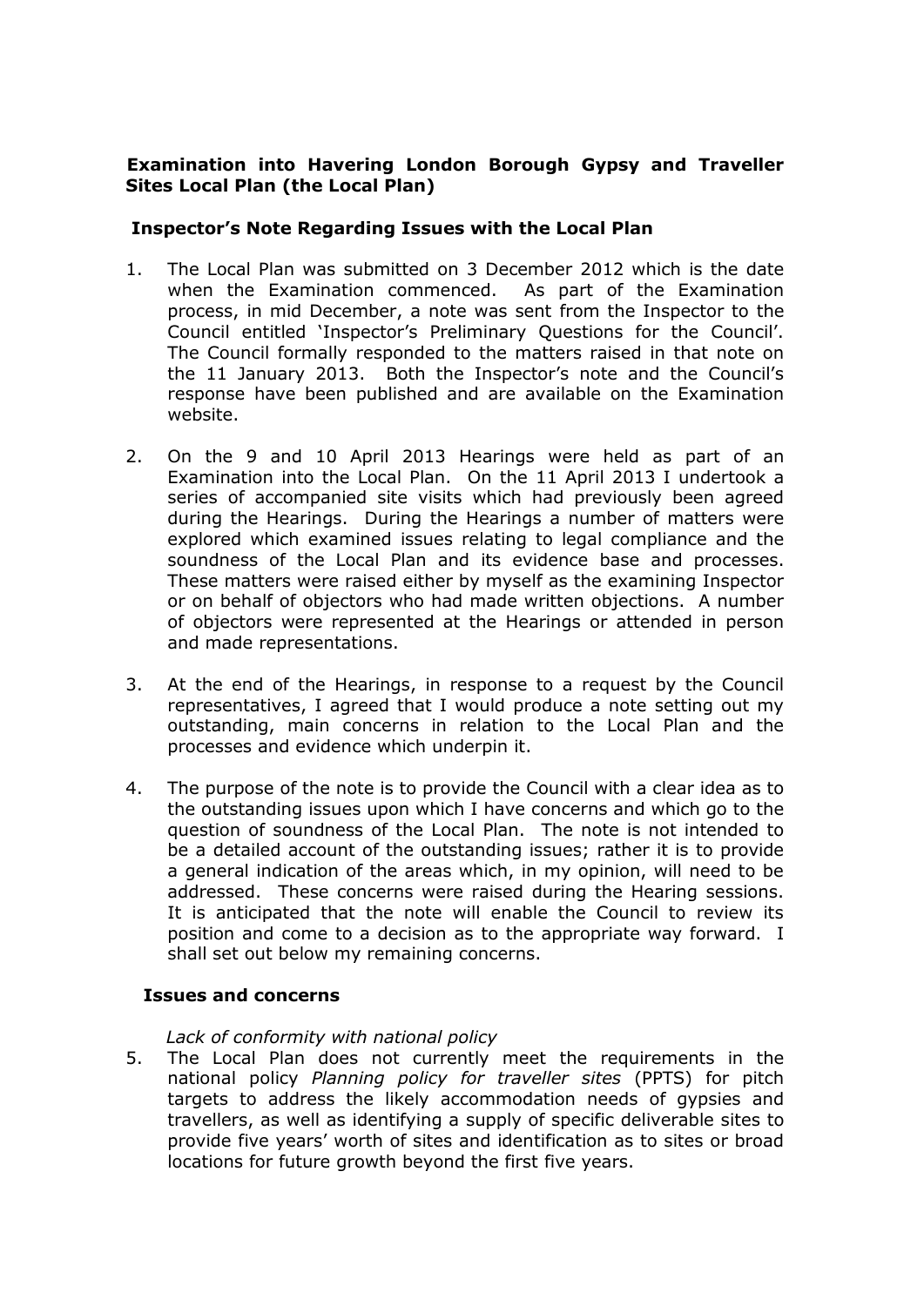## Examination into Havering London Borough Gypsy and Traveller Sites Local Plan (the Local Plan)

### Inspector's Note Regarding Issues with the Local Plan

1. The Local Plan was submitted on 3 December 2012 which is the date when the Examination commenced. As part of the Examination process, in mid December, a note was sent from the Inspector to the Council entitled 'Inspector's Preliminary Questions for the Council'. The Council formally responded to the matters raised in that note on the 11 January 2013. Both the Inspector's note and the Council's response have been published and are available on the Examination website.

2. On the 9 and 10 April 2013 Hearings were held as part of an Examination into the Local Plan. On the 11 April 2013 I undertook a series of accompanied site visits which had previously been agreed during the Hearings. During the Hearings a number of matters were explored which examined issues relating to legal compliance and the soundness of the Local Plan and its evidence base and processes. These matters were raised either by myself as the examining Inspector or on behalf of objectors who had made written objections. A number of objectors were represented at the Hearings or attended in person and made representations.

3. At the end of the Hearings, in response to a request by the Council representatives, I agreed that I would produce a note setting out my outstanding, main concerns in relation to the Local Plan and the processes and evidence which underpin it.

4. The purpose of the note is to provide the Council with a clear idea as to the outstanding issues upon which I have concerns and which go to the question of soundness of the Local Plan. The note is not intended to be a detailed account of the outstanding issues; rather it is to provide a general indication of the areas which, in my opinion, will need to be addressed. These concerns were raised during the Hearing sessions. It is anticipated that the note will enable the Council to review its position and come to a decision as to the appropriate way forward. I shall set out below my remaining concerns.

### Issues and concerns

*Lack of conformity with national policy*

5. The Local Plan does not currently meet the requirements in the national policy *Planning policy for traveller sites* (PPTS) for pitch targets to address the likely accommodation needs of gypsies and travellers, as well as identifying a supply of specific deliverable sites to provide five years' worth of sites and identification as to sites or broad locations for future growth beyond the first five years.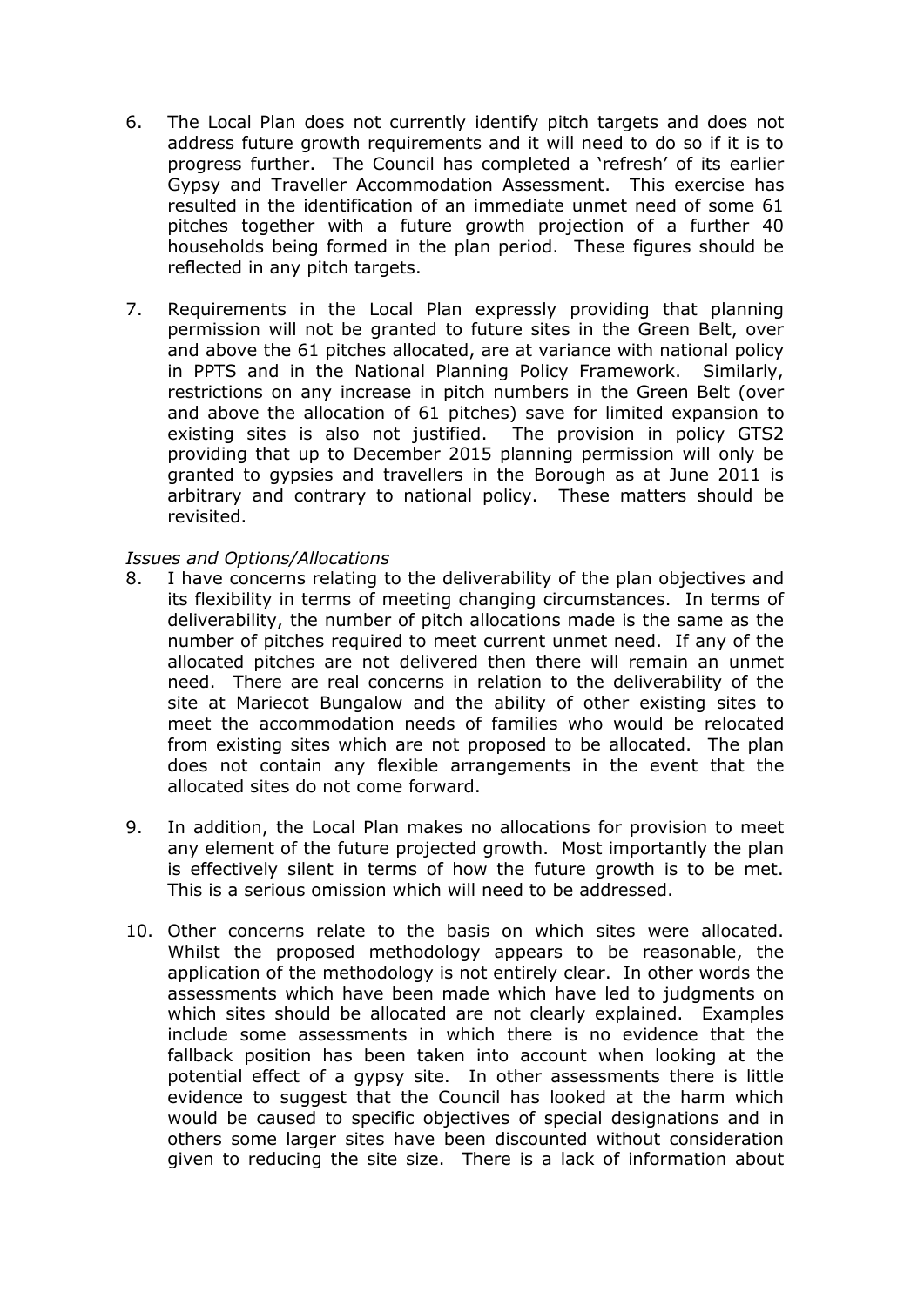6. The Local Plan does not currently identify pitch targets and does not address future growth requirements and it will need to do so if it is to progress further. The Council has completed a 'refresh' of its earlier Gypsy and Traveller Accommodation Assessment. This exercise has resulted in the identification of an immediate unmet need of some 61 pitches together with a future growth projection of a further 40 households being formed in the plan period. These figures should be reflected in any pitch targets.

7. Requirements in the Local Plan expressly providing that planning permission will not be granted to future sites in the Green Belt, over and above the 61 pitches allocated, are at variance with national policy in PPTS and in the National Planning Policy Framework. Similarly, restrictions on any increase in pitch numbers in the Green Belt (over and above the allocation of 61 pitches) save for limited expansion to existing sites is also not justified. The provision in policy GTS2 providing that up to December 2015 planning permission will only be granted to gypsies and travellers in the Borough as at June 2011 is arbitrary and contrary to national policy. These matters should be revisited.

*Issues and Options/Allocations*

8. I have concerns relating to the deliverability of the plan objectives and its flexibility in terms of meeting changing circumstances. In terms of deliverability, the number of pitch allocations made is the same as the number of pitches required to meet current unmet need. If any of the allocated pitches are not delivered then there will remain an unmet need. There are real concerns in relation to the deliverability of the site at Mariecot Bungalow and the ability of other existing sites to meet the accommodation needs of families who would be relocated from existing sites which are not proposed to be allocated. The plan does not contain any flexible arrangements in the event that the allocated sites do not come forward.

9. In addition, the Local Plan makes no allocations for provision to meet any element of the future projected growth. Most importantly the plan is effectively silent in terms of how the future growth is to be met. This is a serious omission which will need to be addressed.

10. Other concerns relate to the basis on which sites were allocated. Whilst the proposed methodology appears to be reasonable, the application of the methodology is not entirely clear. In other words the assessments which have been made which have led to judgments on which sites should be allocated are not clearly explained. Examples include some assessments in which there is no evidence that the fallback position has been taken into account when looking at the potential effect of a gypsy site. In other assessments there is little evidence to suggest that the Council has looked at the harm which would be caused to specific objectives of special designations and in others some larger sites have been discounted without consideration given to reducing the site size. There is a lack of information about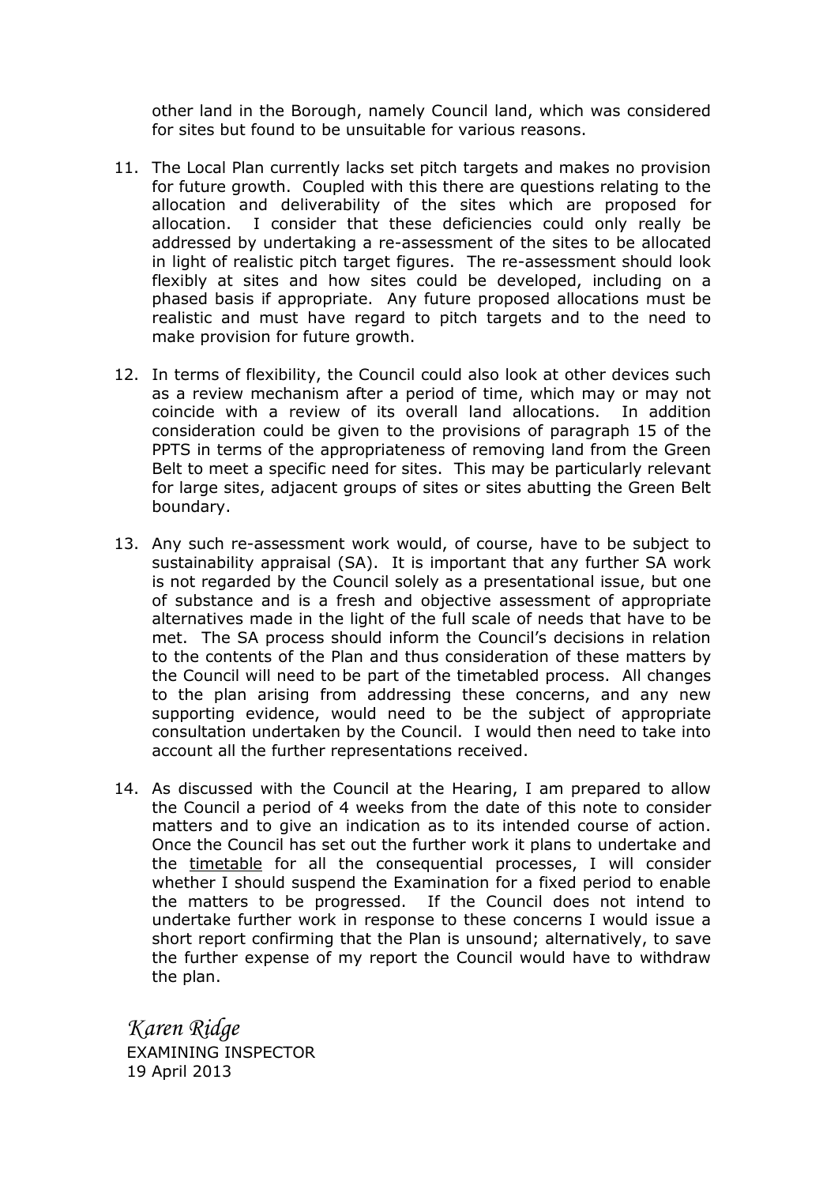other land in the Borough, namely Council land, which was considered for sites but found to be unsuitable for various reasons.

11. The Local Plan currently lacks set pitch targets and makes no provision for future growth. Coupled with this there are questions relating to the allocation and deliverability of the sites which are proposed for allocation. I consider that these deficiencies could only really be addressed by undertaking a re-assessment of the sites to be allocated in light of realistic pitch target figures. The re-assessment should look flexibly at sites and how sites could be developed, including on a phased basis if appropriate. Any future proposed allocations must be realistic and must have regard to pitch targets and to the need to make provision for future growth.

12. In terms of flexibility, the Council could also look at other devices such as a review mechanism after a period of time, which may or may not coincide with a review of its overall land allocations. In addition consideration could be given to the provisions of paragraph 15 of the PPTS in terms of the appropriateness of removing land from the Green Belt to meet a specific need for sites. This may be particularly relevant for large sites, adjacent groups of sites or sites abutting the Green Belt boundary.

13. Any such re-assessment work would, of course, have to be subject to sustainability appraisal (SA). It is important that any further SA work is not regarded by the Council solely as a presentational issue, but one of substance and is a fresh and objective assessment of appropriate alternatives made in the light of the full scale of needs that have to be met. The SA process should inform the Council's decisions in relation to the contents of the Plan and thus consideration of these matters by the Council will need to be part of the timetabled process. All changes to the plan arising from addressing these concerns, and any new supporting evidence, would need to be the subject of appropriate consultation undertaken by the Council. I would then need to take into account all the further representations received.

14. As discussed with the Council at the Hearing, I am prepared to allow the Council a period of 4 weeks from the date of this note to consider matters and to give an indication as to its intended course of action. Once the Council has set out the further work it plans to undertake and the timetable for all the consequential processes, I will consider whether I should suspend the Examination for a fixed period to enable the matters to be progressed. If the Council does not intend to undertake further work in response to these concerns I would issue a short report confirming that the Plan is unsound; alternatively, to save the further expense of my report the Council would have to withdraw the plan.

*Karen Ridge*
EXAMINING INSPECTOR
19 April 2013